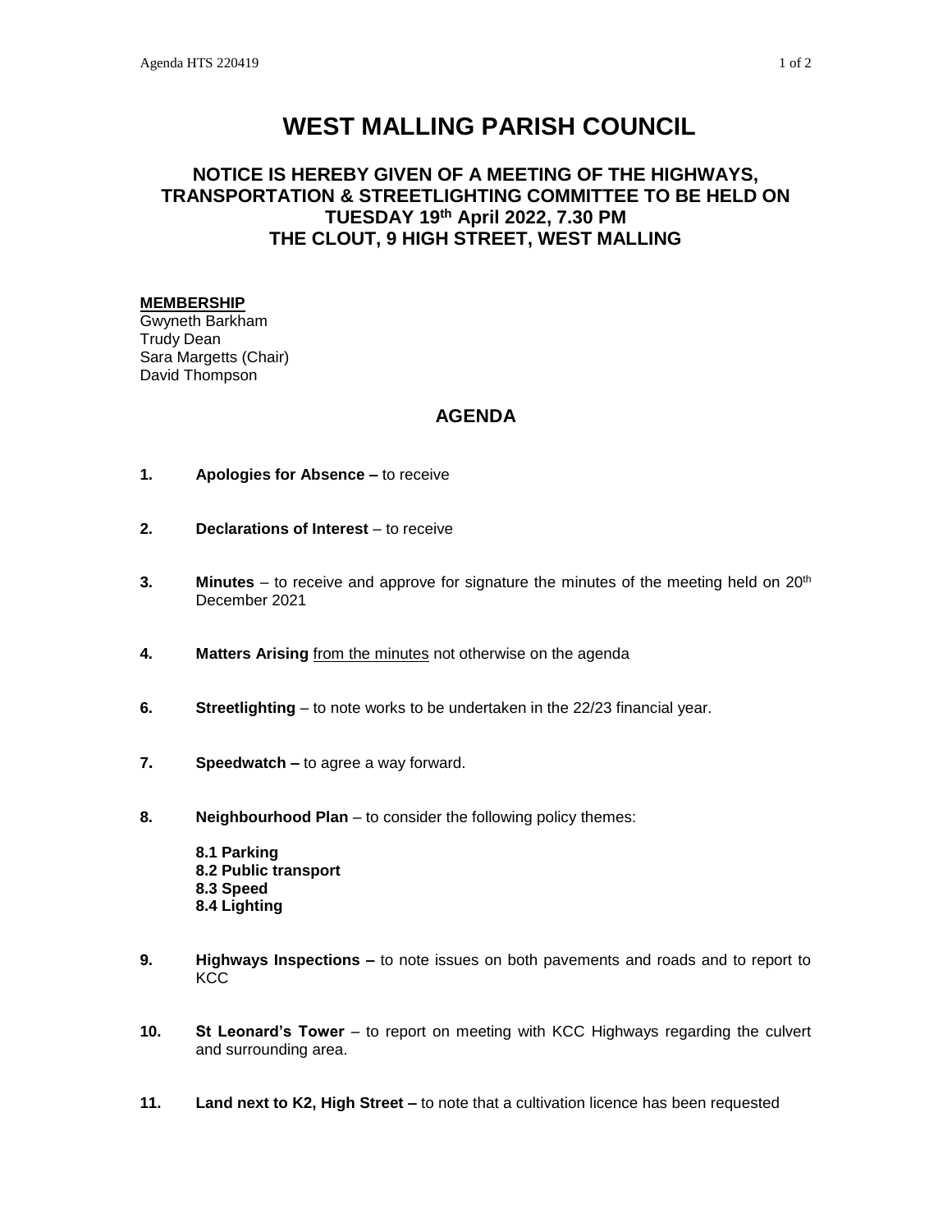# WEST MALLING PARISH COUNCIL

## NOTICE IS HEREBY GIVEN OF A MEETING OF THE HIGHWAYS, TRANSPORTATION & STREETLIGHTING COMMITTEE TO BE HELD ON TUESDAY 19th April 2022, 7.30 PM THE CLOUT, 9 HIGH STREET, WEST MALLING

**MEMBERSHIP**
Gwyneth Barkham
Trudy Dean
Sara Margetts (Chair)
David Thompson

## AGENDA

**1. Apologies for Absence –** to receive

**2. Declarations of Interest** – to receive

**3. Minutes** – to receive and approve for signature the minutes of the meeting held on 20th December 2021

**4. Matters Arising** from the minutes not otherwise on the agenda

**6. Streetlighting** – to note works to be undertaken in the 22/23 financial year.

**7. Speedwatch –** to agree a way forward.

**8. Neighbourhood Plan** – to consider the following policy themes:

**8.1 Parking**
**8.2 Public transport**
**8.3 Speed**
**8.4 Lighting**

**9. Highways Inspections –** to note issues on both pavements and roads and to report to KCC

**10. St Leonard's Tower** – to report on meeting with KCC Highways regarding the culvert and surrounding area.

**11. Land next to K2, High Street –** to note that a cultivation licence has been requested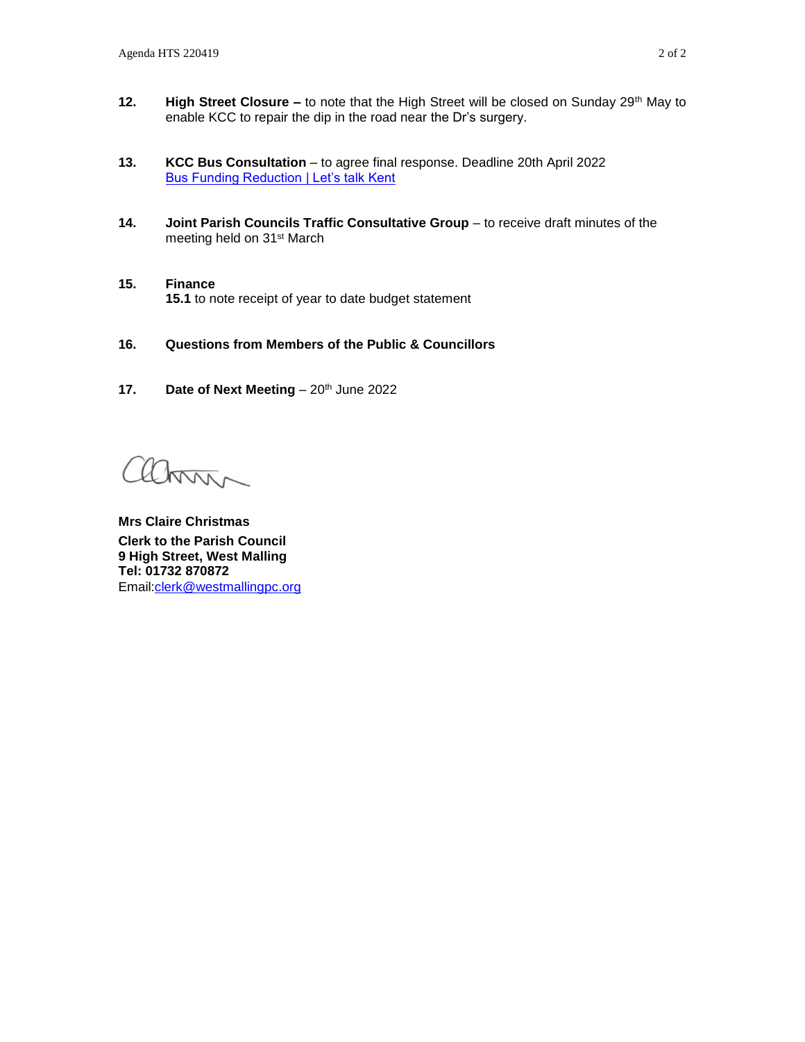**12.** **High Street Closure –** to note that the High Street will be closed on Sunday 29th May to enable KCC to repair the dip in the road near the Dr's surgery.

**13.** **KCC Bus Consultation** – to agree final response. Deadline 20th April 2022
Bus Funding Reduction | Let's talk Kent

**14.** **Joint Parish Councils Traffic Consultative Group** – to receive draft minutes of the meeting held on 31st March

**15.** **Finance**
**15.1** to note receipt of year to date budget statement

**16.** **Questions from Members of the Public & Councillors**

**17.** **Date of Next Meeting** – 20th June 2022

**Mrs Claire Christmas**
**Clerk to the Parish Council**
**9 High Street, West Malling**
**Tel: 01732 870872**
Email:clerk@westmallingpc.org